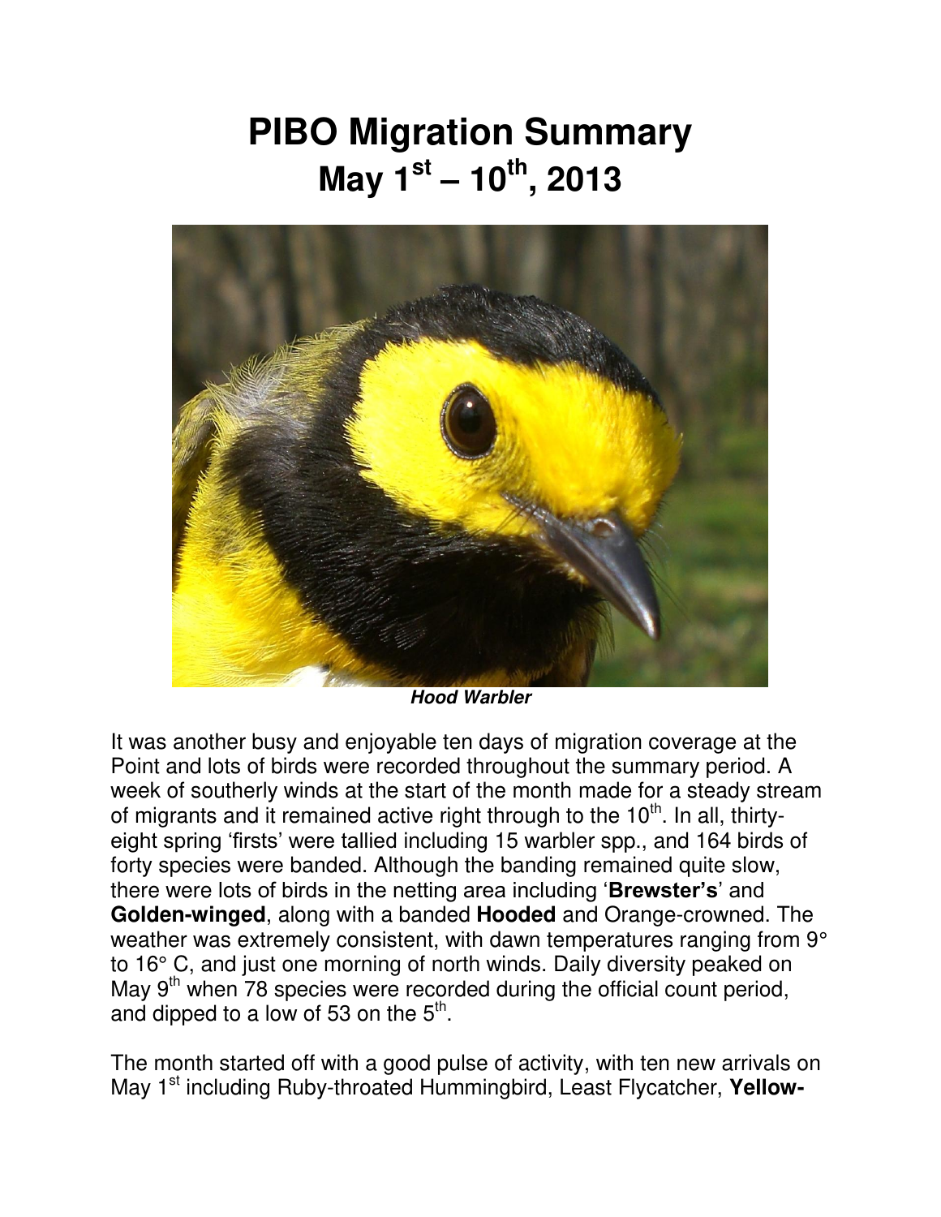# PIBO Migration Summary
# May 1st – 10th, 2013

***Hood Warbler***

It was another busy and enjoyable ten days of migration coverage at the Point and lots of birds were recorded throughout the summary period. A week of southerly winds at the start of the month made for a steady stream of migrants and it remained active right through to the 10th. In all, thirty-eight spring 'firsts' were tallied including 15 warbler spp., and 164 birds of forty species were banded. Although the banding remained quite slow, there were lots of birds in the netting area including '**Brewster's**' and **Golden-winged**, along with a banded **Hooded** and Orange-crowned. The weather was extremely consistent, with dawn temperatures ranging from 9° to 16° C, and just one morning of north winds. Daily diversity peaked on May 9th when 78 species were recorded during the official count period, and dipped to a low of 53 on the 5th.

The month started off with a good pulse of activity, with ten new arrivals on May 1st including Ruby-throated Hummingbird, Least Flycatcher, **Yellow-**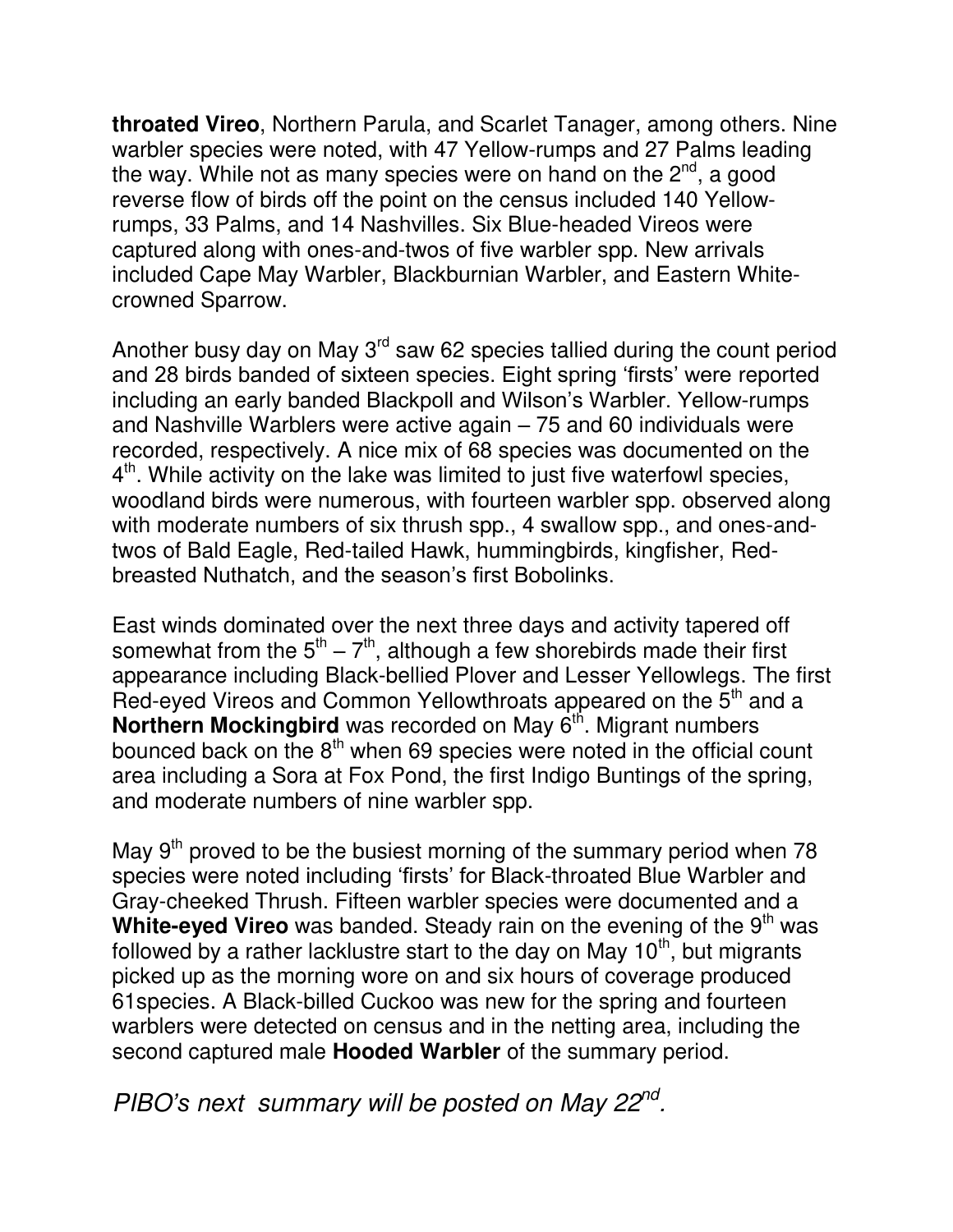**throated Vireo**, Northern Parula, and Scarlet Tanager, among others. Nine warbler species were noted, with 47 Yellow-rumps and 27 Palms leading the way. While not as many species were on hand on the 2nd, a good reverse flow of birds off the point on the census included 140 Yellow-rumps, 33 Palms, and 14 Nashvilles. Six Blue-headed Vireos were captured along with ones-and-twos of five warbler spp. New arrivals included Cape May Warbler, Blackburnian Warbler, and Eastern White-crowned Sparrow.

Another busy day on May 3rd saw 62 species tallied during the count period and 28 birds banded of sixteen species. Eight spring 'firsts' were reported including an early banded Blackpoll and Wilson's Warbler. Yellow-rumps and Nashville Warblers were active again – 75 and 60 individuals were recorded, respectively. A nice mix of 68 species was documented on the 4th. While activity on the lake was limited to just five waterfowl species, woodland birds were numerous, with fourteen warbler spp. observed along with moderate numbers of six thrush spp., 4 swallow spp., and ones-and-twos of Bald Eagle, Red-tailed Hawk, hummingbirds, kingfisher, Red-breasted Nuthatch, and the season's first Bobolinks.

East winds dominated over the next three days and activity tapered off somewhat from the 5th – 7th, although a few shorebirds made their first appearance including Black-bellied Plover and Lesser Yellowlegs. The first Red-eyed Vireos and Common Yellowthroats appeared on the 5th and a **Northern Mockingbird** was recorded on May 6th. Migrant numbers bounced back on the 8th when 69 species were noted in the official count area including a Sora at Fox Pond, the first Indigo Buntings of the spring, and moderate numbers of nine warbler spp.

May 9th proved to be the busiest morning of the summary period when 78 species were noted including 'firsts' for Black-throated Blue Warbler and Gray-cheeked Thrush. Fifteen warbler species were documented and a **White-eyed Vireo** was banded. Steady rain on the evening of the 9th was followed by a rather lacklustre start to the day on May 10th, but migrants picked up as the morning wore on and six hours of coverage produced 61species. A Black-billed Cuckoo was new for the spring and fourteen warblers were detected on census and in the netting area, including the second captured male **Hooded Warbler** of the summary period.

*PIBO's next summary will be posted on May 22nd.*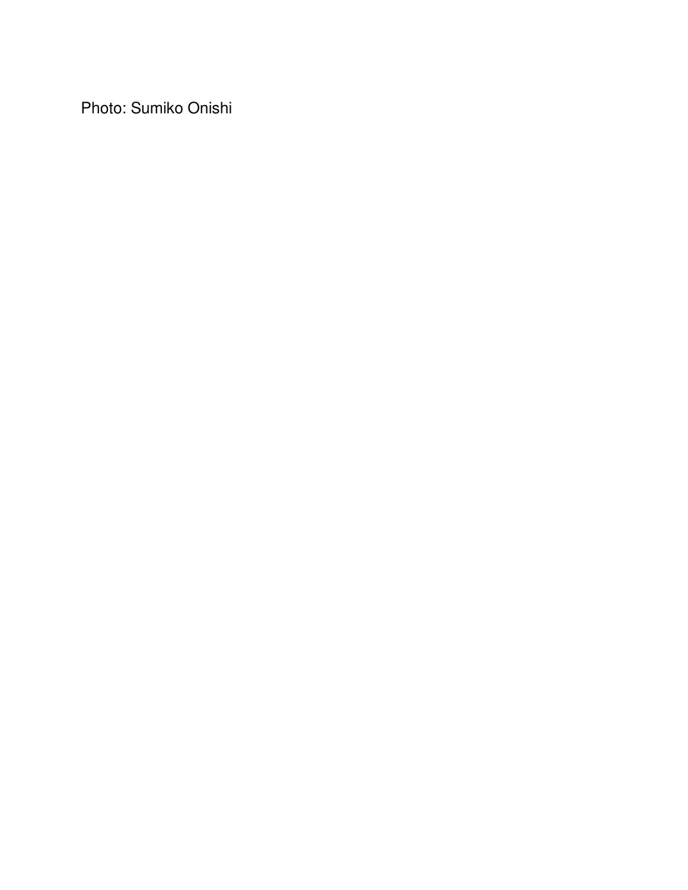Photo: Sumiko Onishi